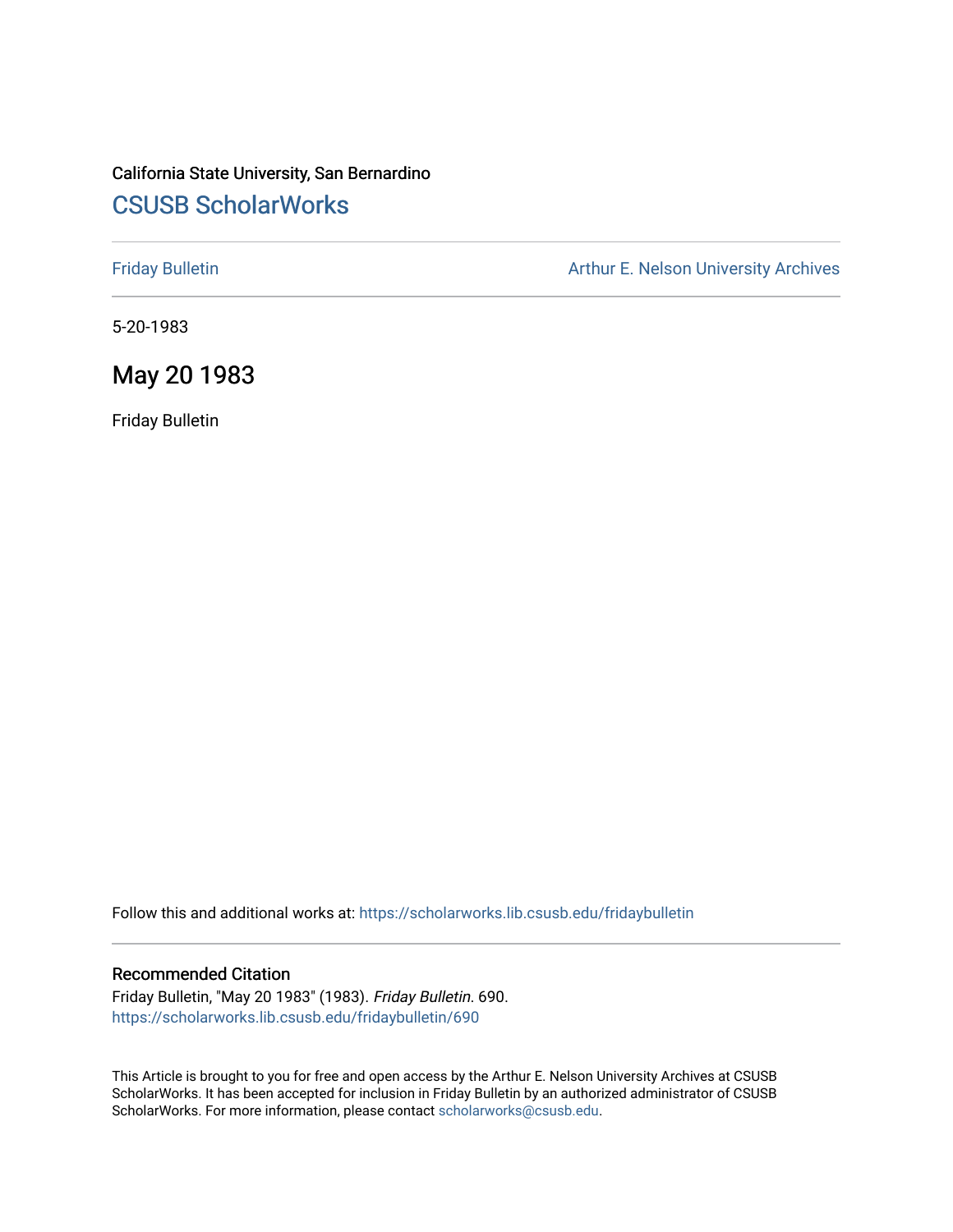California State University, San Bernardino

# CSUSB ScholarWorks

Friday Bulletin

Arthur E. Nelson University Archives

5-20-1983

## May 20 1983

Friday Bulletin

Follow this and additional works at: https://scholarworks.lib.csusb.edu/fridaybulletin

### Recommended Citation

Friday Bulletin, "May 20 1983" (1983). *Friday Bulletin*. 690.
https://scholarworks.lib.csusb.edu/fridaybulletin/690

This Article is brought to you for free and open access by the Arthur E. Nelson University Archives at CSUSB ScholarWorks. It has been accepted for inclusion in Friday Bulletin by an authorized administrator of CSUSB ScholarWorks. For more information, please contact scholarworks@csusb.edu.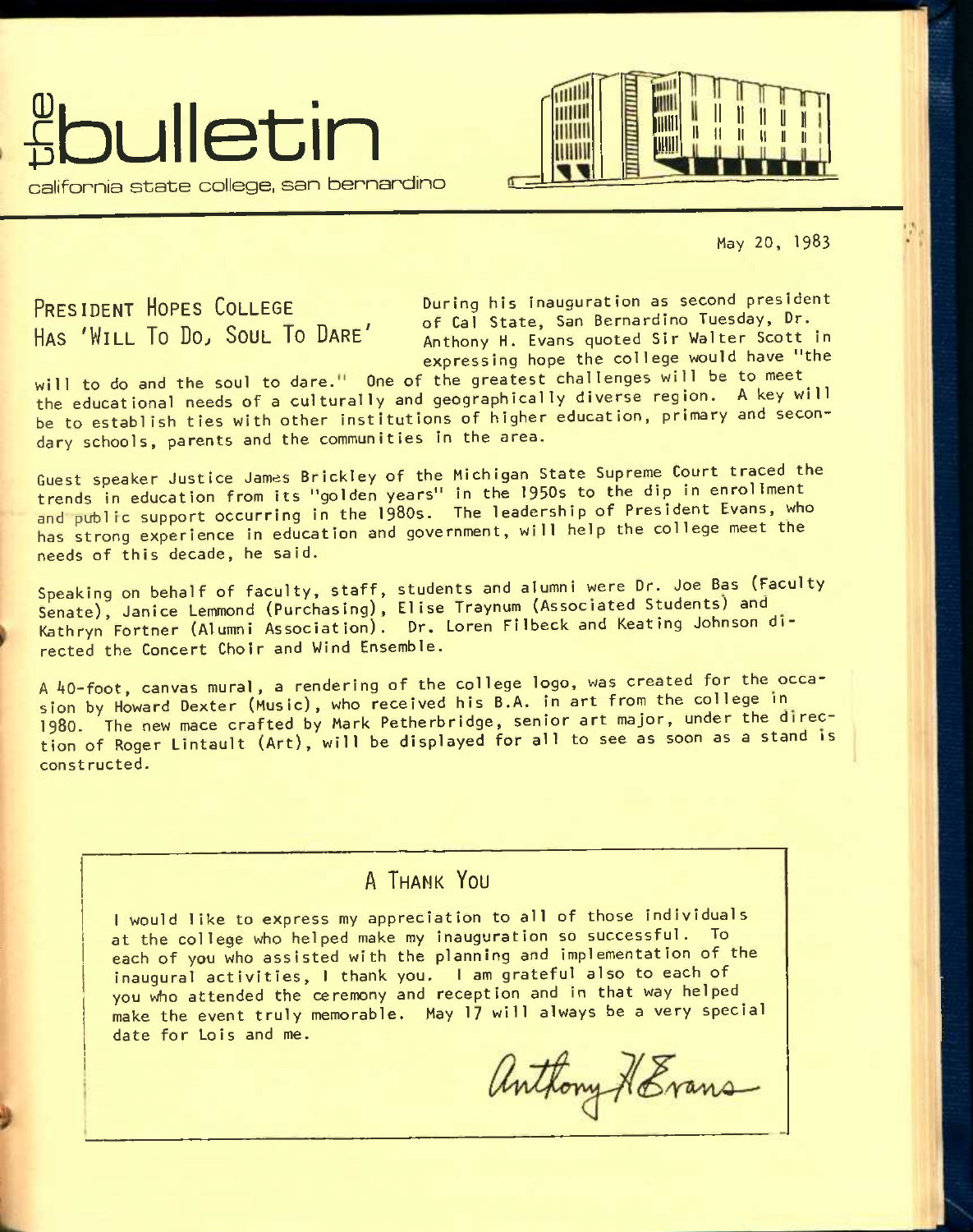# the bulletin

california state college, san bernardino

May 20, 1983

## President Hopes College Has 'Will To Do, Soul To Dare'

During his inauguration as second president of Cal State, San Bernardino Tuesday, Dr. Anthony H. Evans quoted Sir Walter Scott in expressing hope the college would have "the will to do and the soul to dare." One of the greatest challenges will be to meet the educational needs of a culturally and geographically diverse region. A key will be to establish ties with other institutions of higher education, primary and secondary schools, parents and the communities in the area.

Guest speaker Justice James Brickley of the Michigan State Supreme Court traced the trends in education from its "golden years" in the 1950s to the dip in enrollment and public support occurring in the 1980s. The leadership of President Evans, who has strong experience in education and government, will help the college meet the needs of this decade, he said.

Speaking on behalf of faculty, staff, students and alumni were Dr. Joe Bas (Faculty Senate), Janice Lemmond (Purchasing), Elise Traynum (Associated Students) and Kathryn Fortner (Alumni Association). Dr. Loren Filbeck and Keating Johnson directed the Concert Choir and Wind Ensemble.

A 40-foot, canvas mural, a rendering of the college logo, was created for the occasion by Howard Dexter (Music), who received his B.A. in art from the college in 1980. The new mace crafted by Mark Petherbridge, senior art major, under the direction of Roger Lintault (Art), will be displayed for all to see as soon as a stand is constructed.

## A Thank You

I would like to express my appreciation to all of those individuals at the college who helped make my inauguration so successful. To each of you who assisted with the planning and implementation of the inaugural activities, I thank you. I am grateful also to each of you who attended the ceremony and reception and in that way helped make the event truly memorable. May 17 will always be a very special date for Lois and me.

Anthony H. Evans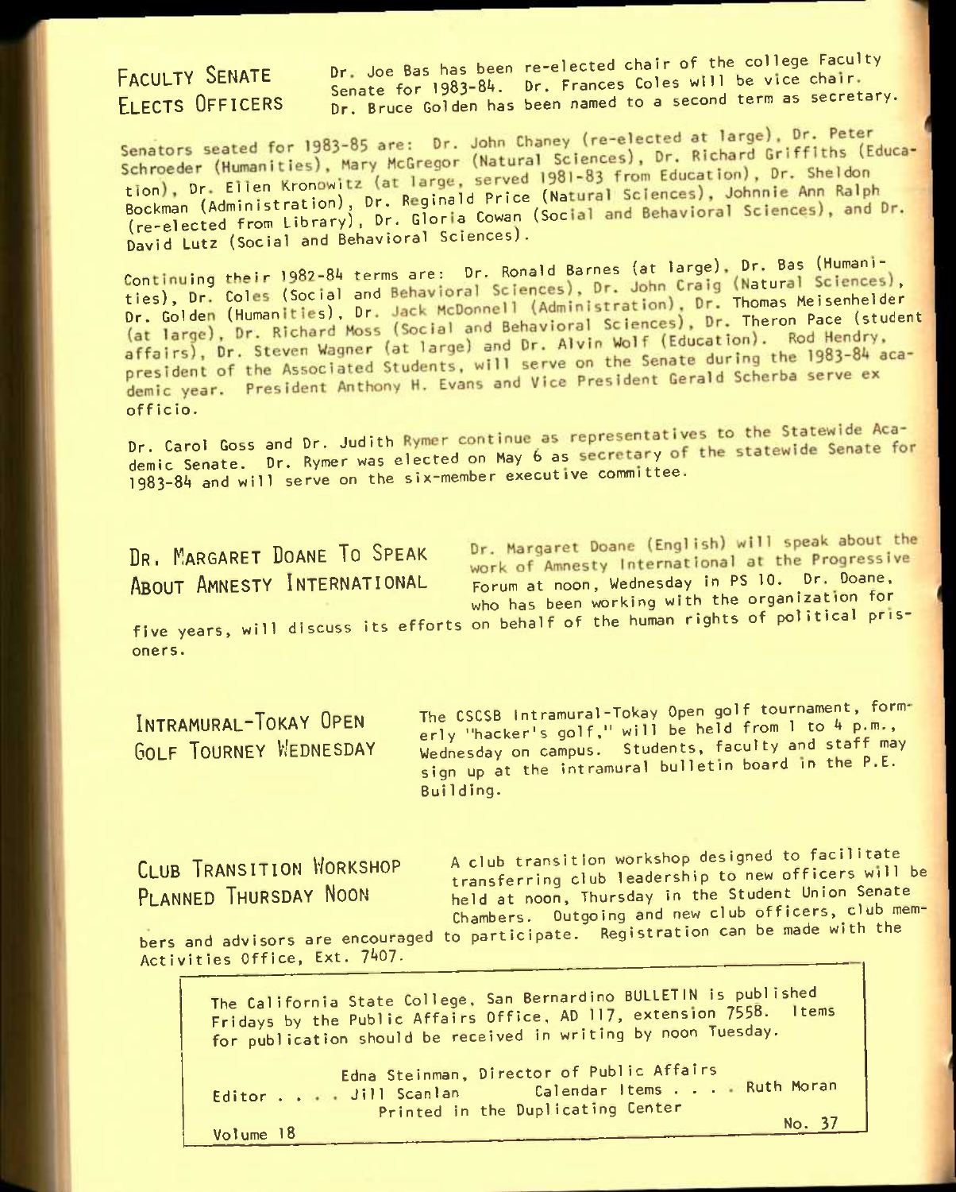## FACULTY SENATE ELECTS OFFICERS

Dr. Joe Bas has been re-elected chair of the college Faculty Senate for 1983-84. Dr. Frances Coles will be vice chair. Dr. Bruce Golden has been named to a second term as secretary.

Senators seated for 1983-85 are: Dr. John Chaney (re-elected at large), Dr. Peter Schroeder (Humanities), Mary McGregor (Natural Sciences), Dr. Richard Griffiths (Education), Dr. Ellen Kronowitz (at large, served 1981-83 from Education), Dr. Sheldon Bockman (Administration), Dr. Reginald Price (Natural Sciences), Johnnie Ann Ralph (re-elected from Library), Dr. Gloria Cowan (Social and Behavioral Sciences), and Dr. David Lutz (Social and Behavioral Sciences).

Continuing their 1982-84 terms are: Dr. Ronald Barnes (at large), Dr. Bas (Humanities), Dr. Coles (Social and Behavioral Sciences), Dr. John Craig (Natural Sciences), Dr. Golden (Humanities), Dr. Jack McDonnell (Administration), Dr. Thomas Meisenhelder (at large), Dr. Richard Moss (Social and Behavioral Sciences), Dr. Theron Pace (student affairs), Dr. Steven Wagner (at large) and Dr. Alvin Wolf (Education). Rod Hendry, president of the Associated Students, will serve on the Senate during the 1983-84 academic year. President Anthony H. Evans and Vice President Gerald Scherba serve ex officio.

Dr. Carol Goss and Dr. Judith Rymer continue as representatives to the Statewide Academic Senate. Dr. Rymer was elected on May 6 as secretary of the statewide Senate for 1983-84 and will serve on the six-member executive committee.

## DR. MARGARET DOANE TO SPEAK ABOUT AMNESTY INTERNATIONAL

Dr. Margaret Doane (English) will speak about the work of Amnesty International at the Progressive Forum at noon, Wednesday in PS 10. Dr. Doane, who has been working with the organization for five years, will discuss its efforts on behalf of the human rights of political prisoners.

## INTRAMURAL-TOKAY OPEN GOLF TOURNEY WEDNESDAY

The CSCSB Intramural-Tokay Open golf tournament, formerly "hacker's golf," will be held from 1 to 4 p.m., Wednesday on campus. Students, faculty and staff may sign up at the intramural bulletin board in the P.E. Building.

## CLUB TRANSITION WORKSHOP PLANNED THURSDAY NOON

A club transition workshop designed to facilitate transferring club leadership to new officers will be held at noon, Thursday in the Student Union Senate Chambers. Outgoing and new club officers, club members and advisors are encouraged to participate. Registration can be made with the Activities Office, Ext. 7407.

---

The California State College, San Bernardino BULLETIN is published Fridays by the Public Affairs Office, AD 117, extension 7558. Items for publication should be received in writing by noon Tuesday.

Edna Steinman, Director of Public Affairs
Editor . . . . Jill Scanlan Calendar Items . . . . Ruth Moran
Printed in the Duplicating Center

Volume 18 No. 37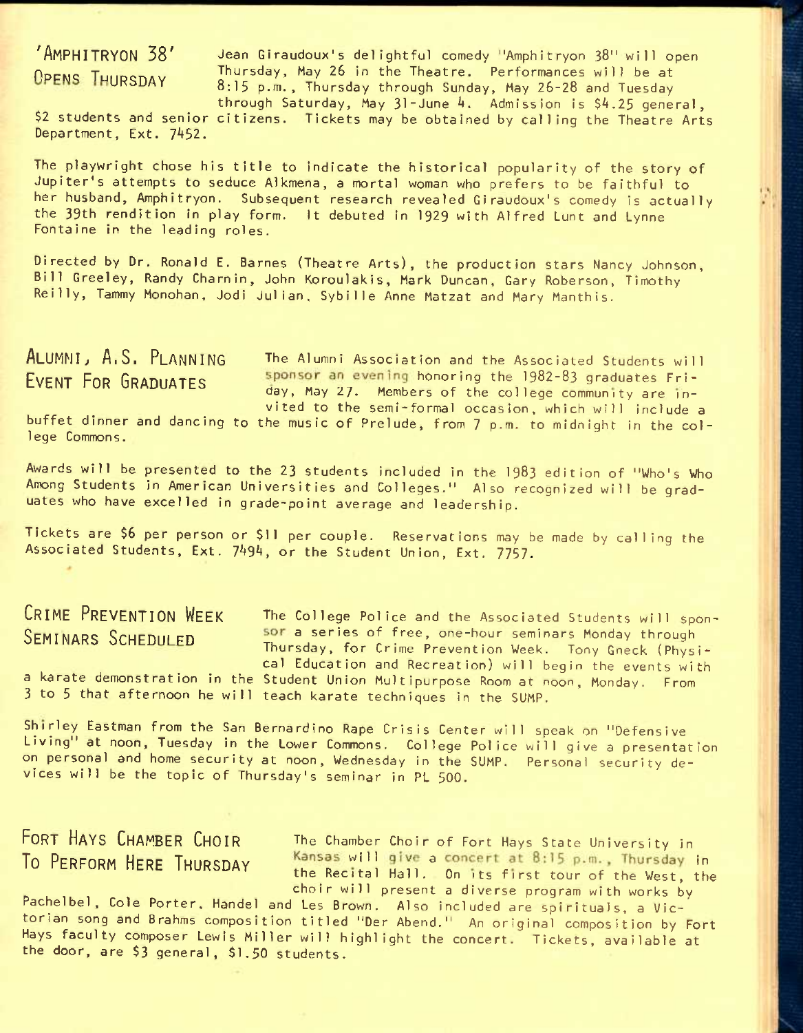## 'AMPHITRYON 38' OPENS THURSDAY

Jean Giraudoux's delightful comedy "Amphitryon 38" will open Thursday, May 26 in the Theatre. Performances will be at 8:15 p.m., Thursday through Sunday, May 26-28 and Tuesday through Saturday, May 31-June 4. Admission is $4.25 general, $2 students and senior citizens. Tickets may be obtained by calling the Theatre Arts Department, Ext. 7452.

The playwright chose his title to indicate the historical popularity of the story of Jupiter's attempts to seduce Alkmena, a mortal woman who prefers to be faithful to her husband, Amphitryon. Subsequent research revealed Giraudoux's comedy is actually the 39th rendition in play form. It debuted in 1929 with Alfred Lunt and Lynne Fontaine in the leading roles.

Directed by Dr. Ronald E. Barnes (Theatre Arts), the production stars Nancy Johnson, Bill Greeley, Randy Charnin, John Koroulakis, Mark Duncan, Gary Roberson, Timothy Reilly, Tammy Monohan, Jodi Julian, Sybille Anne Matzat and Mary Manthis.

## ALUMNI, A.S. PLANNING EVENT FOR GRADUATES

The Alumni Association and the Associated Students will sponsor an evening honoring the 1982-83 graduates Friday, May 27. Members of the college community are invited to the semi-formal occasion, which will include a buffet dinner and dancing to the music of Prelude, from 7 p.m. to midnight in the college Commons.

Awards will be presented to the 23 students included in the 1983 edition of "Who's Who Among Students in American Universities and Colleges." Also recognized will be graduates who have excelled in grade-point average and leadership.

Tickets are $6 per person or $11 per couple. Reservations may be made by calling the Associated Students, Ext. 7494, or the Student Union, Ext. 7757.

## CRIME PREVENTION WEEK SEMINARS SCHEDULED

The College Police and the Associated Students will sponsor a series of free, one-hour seminars Monday through Thursday, for Crime Prevention Week. Tony Gneck (Physical Education and Recreation) will begin the events with a karate demonstration in the Student Union Multipurpose Room at noon, Monday. From 3 to 5 that afternoon he will teach karate techniques in the SUMP.

Shirley Eastman from the San Bernardino Rape Crisis Center will speak on "Defensive Living" at noon, Tuesday in the Lower Commons. College Police will give a presentation on personal and home security at noon, Wednesday in the SUMP. Personal security devices will be the topic of Thursday's seminar in PL 500.

## FORT HAYS CHAMBER CHOIR TO PERFORM HERE THURSDAY

The Chamber Choir of Fort Hays State University in Kansas will give a concert at 8:15 p.m., Thursday in the Recital Hall. On its first tour of the West, the choir will present a diverse program with works by Pachelbel, Cole Porter, Handel and Les Brown. Also included are spirituals, a Victorian song and Brahms composition titled "Der Abend." An original composition by Fort Hays faculty composer Lewis Miller will highlight the concert. Tickets, available at the door, are $3 general, $1.50 students.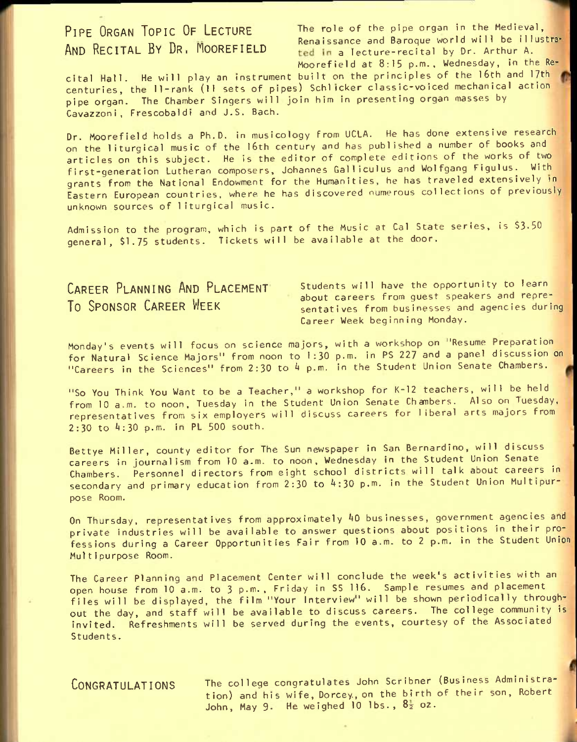## Pipe Organ Topic Of Lecture And Recital By Dr. Moorefield

The role of the pipe organ in the Medieval, Renaissance and Baroque world will be illustrated in a lecture-recital by Dr. Arthur A. Moorefield at 8:15 p.m., Wednesday, in the Recital Hall. He will play an instrument built on the principles of the 16th and 17th centuries, the 11-rank (11 sets of pipes) Schlicker classic-voiced mechanical action pipe organ. The Chamber Singers will join him in presenting organ masses by Cavazzoni, Frescobaldi and J.S. Bach.

Dr. Moorefield holds a Ph.D. in musicology from UCLA. He has done extensive research on the liturgical music of the 16th century and has published a number of books and articles on this subject. He is the editor of complete editions of the works of two first-generation Lutheran composers, Johannes Galliculus and Wolfgang Figulus. With grants from the National Endowment for the Humanities, he has traveled extensively in Eastern European countries, where he has discovered numerous collections of previously unknown sources of liturgical music.

Admission to the program, which is part of the Music at Cal State series, is $3.50 general, $1.75 students. Tickets will be available at the door.

## Career Planning And Placement To Sponsor Career Week

Students will have the opportunity to learn about careers from guest speakers and representatives from businesses and agencies during Career Week beginning Monday.

Monday's events will focus on science majors, with a workshop on "Resume Preparation for Natural Science Majors" from noon to 1:30 p.m. in PS 227 and a panel discussion on "Careers in the Sciences" from 2:30 to 4 p.m. in the Student Union Senate Chambers.

"So You Think You Want to be a Teacher," a workshop for K-12 teachers, will be held from 10 a.m. to noon, Tuesday in the Student Union Senate Chambers. Also on Tuesday, representatives from six employers will discuss careers for liberal arts majors from 2:30 to 4:30 p.m. in PL 500 south.

Bettye Miller, county editor for The Sun newspaper in San Bernardino, will discuss careers in journalism from 10 a.m. to noon, Wednesday in the Student Union Senate Chambers. Personnel directors from eight school districts will talk about careers in secondary and primary education from 2:30 to 4:30 p.m. in the Student Union Multipurpose Room.

On Thursday, representatives from approximately 40 businesses, government agencies and private industries will be available to answer questions about positions in their professions during a Career Opportunities Fair from 10 a.m. to 2 p.m. in the Student Union Multipurpose Room.

The Career Planning and Placement Center will conclude the week's activities with an open house from 10 a.m. to 3 p.m., Friday in SS 116. Sample resumes and placement files will be displayed, the film "Your Interview" will be shown periodically throughout the day, and staff will be available to discuss careers. The college community is invited. Refreshments will be served during the events, courtesy of the Associated Students.

## Congratulations

The college congratulates John Scribner (Business Administration) and his wife, Dorcey, on the birth of their son, Robert John, May 9. He weighed 10 lbs., 8½ oz.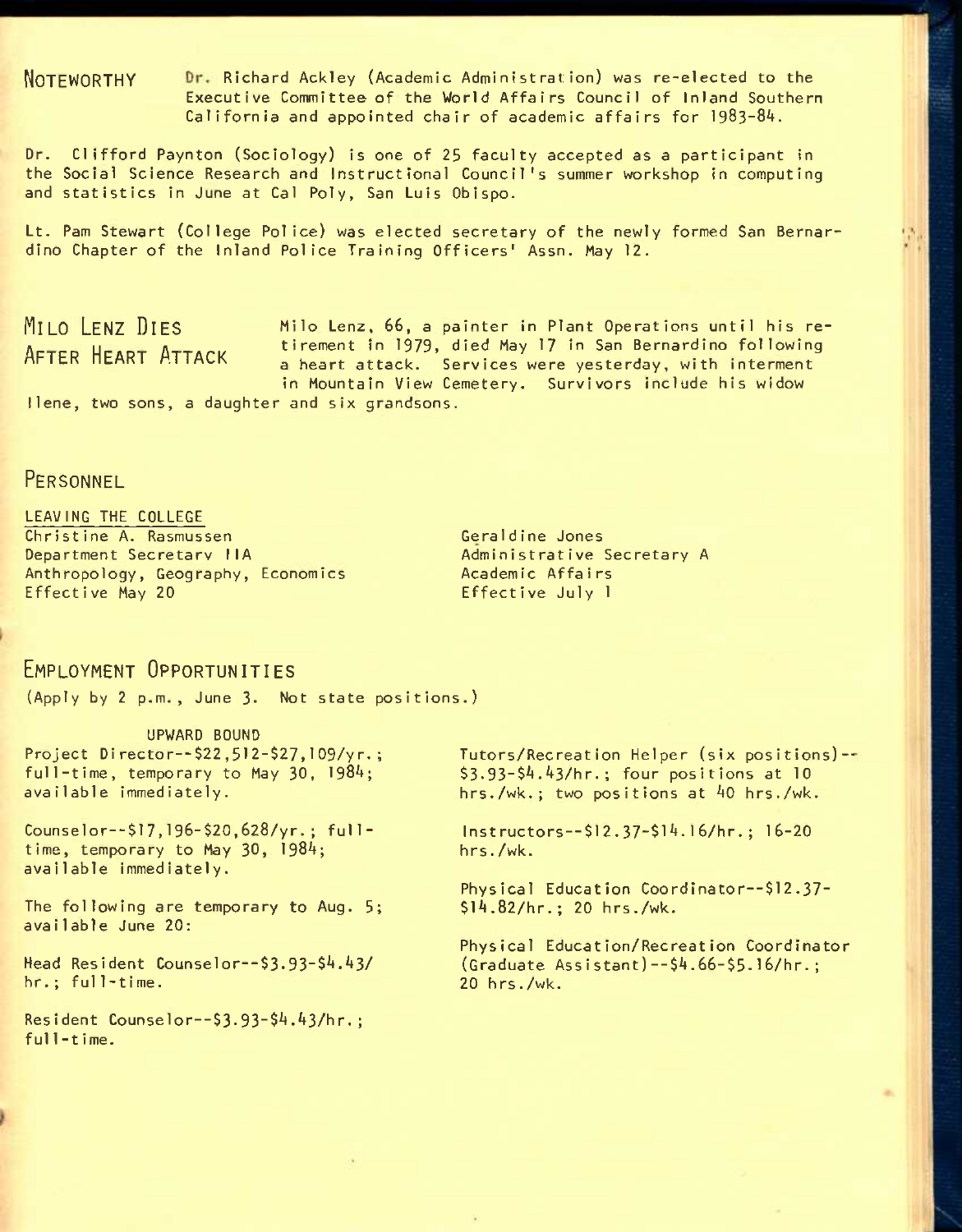## NOTEWORTHY

Dr. Richard Ackley (Academic Administration) was re-elected to the Executive Committee of the World Affairs Council of Inland Southern California and appointed chair of academic affairs for 1983-84.

Dr. Clifford Paynton (Sociology) is one of 25 faculty accepted as a participant in the Social Science Research and Instructional Council's summer workshop in computing and statistics in June at Cal Poly, San Luis Obispo.

Lt. Pam Stewart (College Police) was elected secretary of the newly formed San Bernardino Chapter of the Inland Police Training Officers' Assn. May 12.

## MILO LENZ DIES AFTER HEART ATTACK

Milo Lenz, 66, a painter in Plant Operations until his retirement in 1979, died May 17 in San Bernardino following a heart attack. Services were yesterday, with interment in Mountain View Cemetery. Survivors include his widow Ilene, two sons, a daughter and six grandsons.

## PERSONNEL

LEAVING THE COLLEGE

Christine A. Rasmussen
Department Secretary IIA
Anthropology, Geography, Economics
Effective May 20

Geraldine Jones
Administrative Secretary A
Academic Affairs
Effective July 1

## EMPLOYMENT OPPORTUNITIES

(Apply by 2 p.m., June 3. Not state positions.)

UPWARD BOUND

Project Director--$22,512-$27,109/yr.; full-time, temporary to May 30, 1984; available immediately.

Counselor--$17,196-$20,628/yr.; full-time, temporary to May 30, 1984; available immediately.

The following are temporary to Aug. 5; available June 20:

Head Resident Counselor--$3.93-$4.43/hr.; full-time.

Resident Counselor--$3.93-$4.43/hr.; full-time.

Tutors/Recreation Helper (six positions)--$3.93-$4.43/hr.; four positions at 10 hrs./wk.; two positions at 40 hrs./wk.

Instructors--$12.37-$14.16/hr.; 16-20 hrs./wk.

Physical Education Coordinator--$12.37-$14.82/hr.; 20 hrs./wk.

Physical Education/Recreation Coordinator (Graduate Assistant)--$4.66-$5.16/hr.; 20 hrs./wk.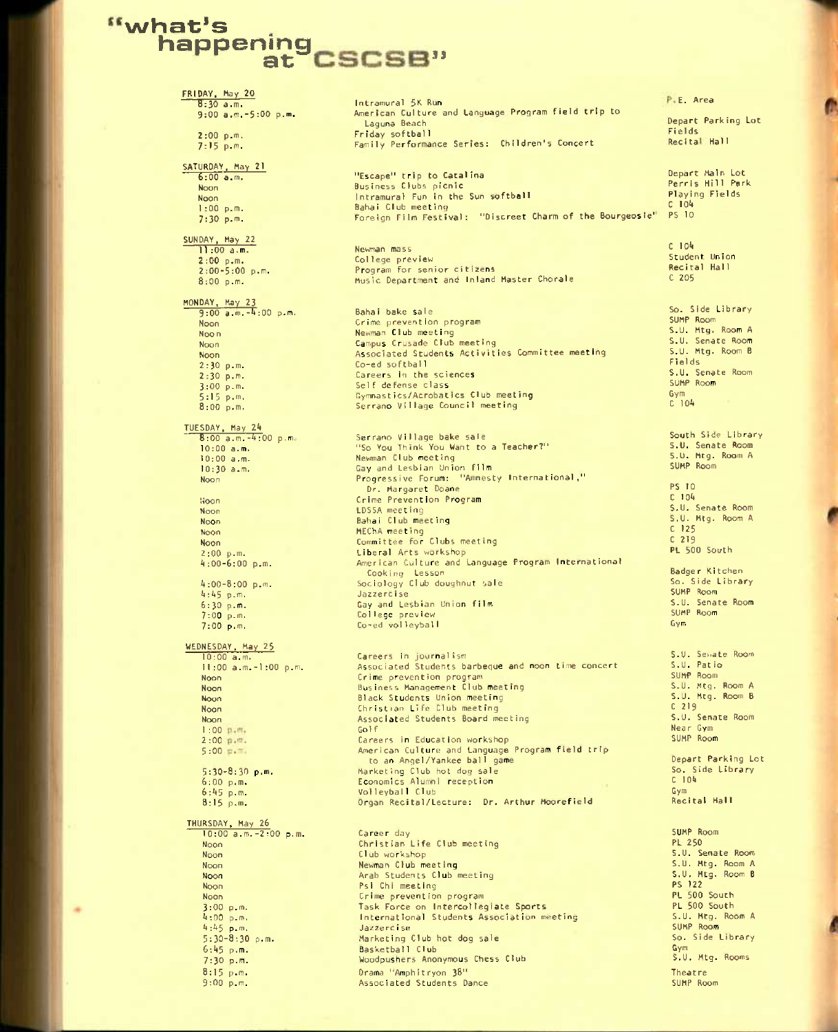# "what's happening at CSCSB"

**FRIDAY, May 20**

| | | |
|---|---|---|
| 8:30 a.m. | Intramural 5K Run | P.E. Area |
| 9:00 a.m.-5:00 p.m. | American Culture and Language Program field trip to Laguna Beach | Depart Parking Lot |
| 2:00 p.m. | Friday softball | Fields |
| 7:15 p.m. | Family Performance Series: Children's Concert | Recital Hall |

**SATURDAY, May 21**

| | | |
|---|---|---|
| 6:00 a.m. | "Escape" trip to Catalina | Depart Main Lot |
| Noon | Business Clubs picnic | Perris Hill Park |
| Noon | Intramural Fun in the Sun softball | Playing Fields |
| 1:00 p.m. | Bahai Club meeting | C 104 |
| 7:30 p.m. | Foreign Film Festival: "Discreet Charm of the Bourgeosie" | PS 10 |

**SUNDAY, May 22**

| | | |
|---|---|---|
| 11:00 a.m. | Newman mass | C 104 |
| 2:00 p.m. | College preview | Student Union |
| 2:00-5:00 p.m. | Program for senior citizens | Recital Hall |
| 8:00 p.m. | Music Department and Inland Master Chorale | C 205 |

**MONDAY, May 23**

| | | |
|---|---|---|
| 9:00 a.m.-4:00 p.m. | Bahai bake sale | So. Side Library |
| Noon | Crime prevention program | SUMP Room |
| Noon | Newman Club meeting | S.U. Mtg. Room A |
| Noon | Campus Crusade Club meeting | S.U. Senate Room |
| Noon | Associated Students Activities Committee meeting | S.U. Mtg. Room B |
| 2:30 p.m. | Co-ed softball | Fields |
| 2:30 p.m. | Careers in the sciences | S.U. Senate Room |
| 3:00 p.m. | Self defense class | SUMP Room |
| 5:15 p.m. | Gymnastics/Acrobatics Club meeting | Gym |
| 8:00 p.m. | Serrano Village Council meeting | C 104 |

**TUESDAY, May 24**

| | | |
|---|---|---|
| 8:00 a.m.-4:00 p.m. | Serrano Village bake sale | South Side Library |
| 10:00 a.m. | "So You Think You Want to a Teacher?" | S.U. Senate Room |
| 10:00 a.m. | Newman Club meeting | S.U. Mtg. Room A |
| 10:30 a.m. | Gay and Lesbian Union film | SUMP Room |
| Noon | Progressive Forum: "Amnesty International," Dr. Margaret Doane | PS 10 |
| Noon | Crime Prevention Program | C 104 |
| Noon | LDSSA meeting | S.U. Senate Room |
| Noon | Bahai Club meeting | S.U. Mtg. Room A |
| Noon | MEChA meeting | C 125 |
| Noon | Committee for Clubs meeting | C 219 |
| 2:00 p.m. | Liberal Arts workshop | PL 500 South |
| 4:00-6:00 p.m. | American Culture and Language Program International Cooking Lesson | Badger Kitchen |
| 4:00-8:00 p.m. | Sociology Club doughnut sale | So. Side Library |
| 4:45 p.m. | Jazzercise | SUMP Room |
| 6:30 p.m. | Gay and Lesbian Union film | S.U. Senate Room |
| 7:00 p.m. | College preview | SUMP Room |
| 7:00 p.m. | Co-ed volleyball | Gym |

**WEDNESDAY, May 25**

| | | |
|---|---|---|
| 10:00 a.m. | Careers in journalism | S.U. Senate Room |
| 11:00 a.m.-1:00 p.m. | Associated Students barbeque and noon time concert | S.U. Patio |
| Noon | Crime prevention program | SUMP Room |
| Noon | Business Management Club meeting | S.U. Mtg. Room A |
| Noon | Black Students Union meeting | S.U. Mtg. Room B |
| Noon | Christian Life Club meeting | C 219 |
| Noon | Associated Students Board meeting | S.U. Senate Room |
| 1:00 p.m. | Golf | Near Gym |
| 2:00 p.m. | Careers in Education workshop | SUMP Room |
| 5:00 p.m. | American Culture and Language Program field trip to an Angel/Yankee ball game | Depart Parking Lot |
| 5:30-8:30 p.m. | Marketing Club hot dog sale | So. Side Library |
| 6:00 p.m. | Economics Alumni reception | C 104 |
| 6:45 p.m. | Volleyball Club | Gym |
| 8:15 p.m. | Organ Recital/Lecture: Dr. Arthur Moorefield | Recital Hall |

**THURSDAY, May 26**

| | | |
|---|---|---|
| 10:00 a.m.-2:00 p.m. | Career day | SUMP Room |
| Noon | Christian Life Club meeting | PL 250 |
| Noon | Club workshop | S.U. Senate Room |
| Noon | Newman Club meeting | S.U. Mtg. Room A |
| Noon | Arab Students Club meeting | S.U. Mtg. Room B |
| Noon | Psi Chi meeting | PS 122 |
| Noon | Crime prevention program | PL 500 South |
| 3:00 p.m. | Task Force on Intercollegiate Sports | PL 500 South |
| 4:00 p.m. | International Students Association meeting | S.U. Mtg. Room A |
| 4:45 p.m. | Jazzercise | SUMP Room |
| 5:30-8:30 p.m. | Marketing Club hot dog sale | So. Side Library |
| 6:45 p.m. | Basketball Club | Gym |
| 7:30 p.m. | Woodpushers Anonymous Chess Club | S.U. Mtg. Rooms |
| 8:15 p.m. | Drama "Amphitryon 38" | Theatre |
| 9:00 p.m. | Associated Students Dance | SUMP Room |